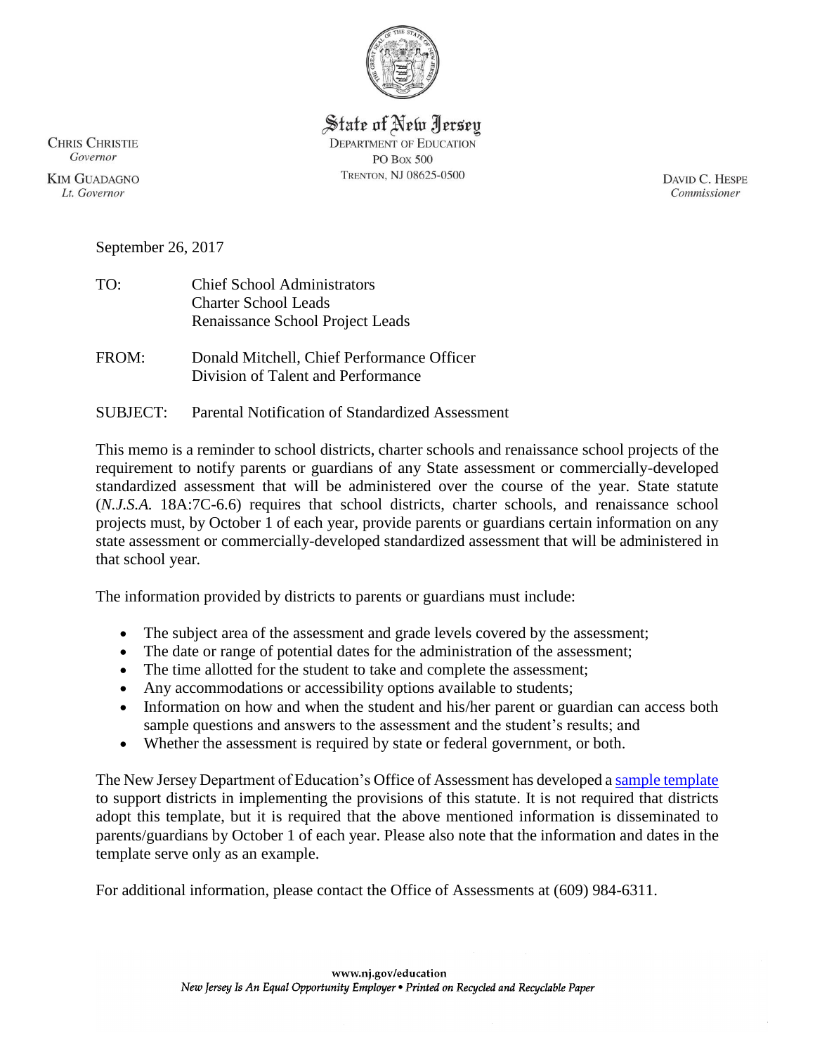State of New Jersey
DEPARTMENT OF EDUCATION
PO BOX 500
TRENTON, NJ 08625-0500

CHRIS CHRISTIE
*Governor*

KIM GUADAGNO
*Lt. Governor*

DAVID C. HESPE
*Commissioner*

September 26, 2017

TO: Chief School Administrators
Charter School Leads
Renaissance School Project Leads

FROM: Donald Mitchell, Chief Performance Officer
Division of Talent and Performance

SUBJECT: Parental Notification of Standardized Assessment

This memo is a reminder to school districts, charter schools and renaissance school projects of the requirement to notify parents or guardians of any State assessment or commercially-developed standardized assessment that will be administered over the course of the year. State statute (*N.J.S.A.* 18A:7C-6.6) requires that school districts, charter schools, and renaissance school projects must, by October 1 of each year, provide parents or guardians certain information on any state assessment or commercially-developed standardized assessment that will be administered in that school year.

The information provided by districts to parents or guardians must include:

- The subject area of the assessment and grade levels covered by the assessment;
- The date or range of potential dates for the administration of the assessment;
- The time allotted for the student to take and complete the assessment;
- Any accommodations or accessibility options available to students;
- Information on how and when the student and his/her parent or guardian can access both sample questions and answers to the assessment and the student's results; and
- Whether the assessment is required by state or federal government, or both.

The New Jersey Department of Education's Office of Assessment has developed a sample template to support districts in implementing the provisions of this statute. It is not required that districts adopt this template, but it is required that the above mentioned information is disseminated to parents/guardians by October 1 of each year. Please also note that the information and dates in the template serve only as an example.

For additional information, please contact the Office of Assessments at (609) 984-6311.

www.nj.gov/education
*New Jersey Is An Equal Opportunity Employer • Printed on Recycled and Recyclable Paper*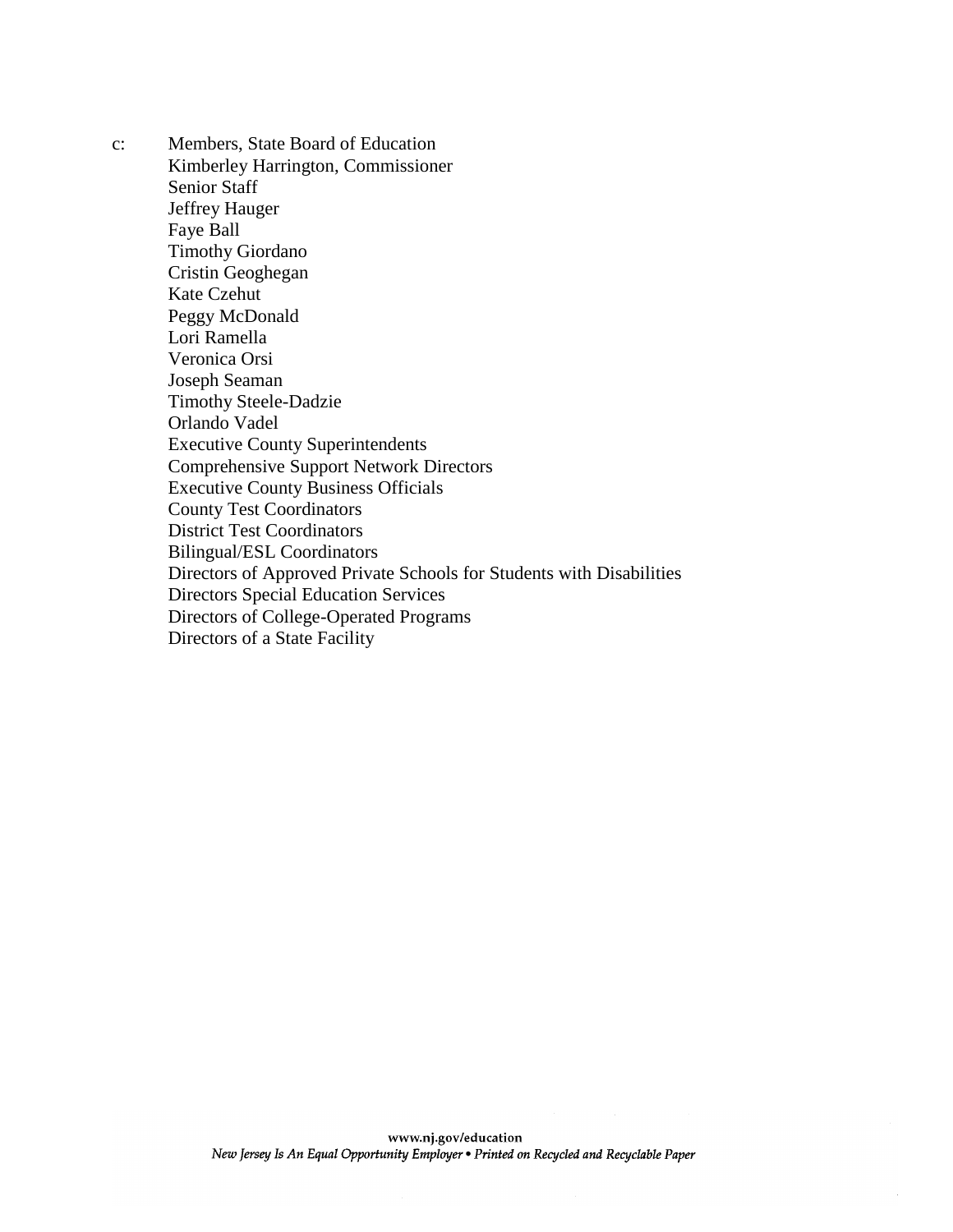c: Members, State Board of Education
Kimberley Harrington, Commissioner
Senior Staff
Jeffrey Hauger
Faye Ball
Timothy Giordano
Cristin Geoghegan
Kate Czehut
Peggy McDonald
Lori Ramella
Veronica Orsi
Joseph Seaman
Timothy Steele-Dadzie
Orlando Vadel
Executive County Superintendents
Comprehensive Support Network Directors
Executive County Business Officials
County Test Coordinators
District Test Coordinators
Bilingual/ESL Coordinators
Directors of Approved Private Schools for Students with Disabilities
Directors Special Education Services
Directors of College-Operated Programs
Directors of a State Facility

www.nj.gov/education
*New Jersey Is An Equal Opportunity Employer • Printed on Recycled and Recyclable Paper*